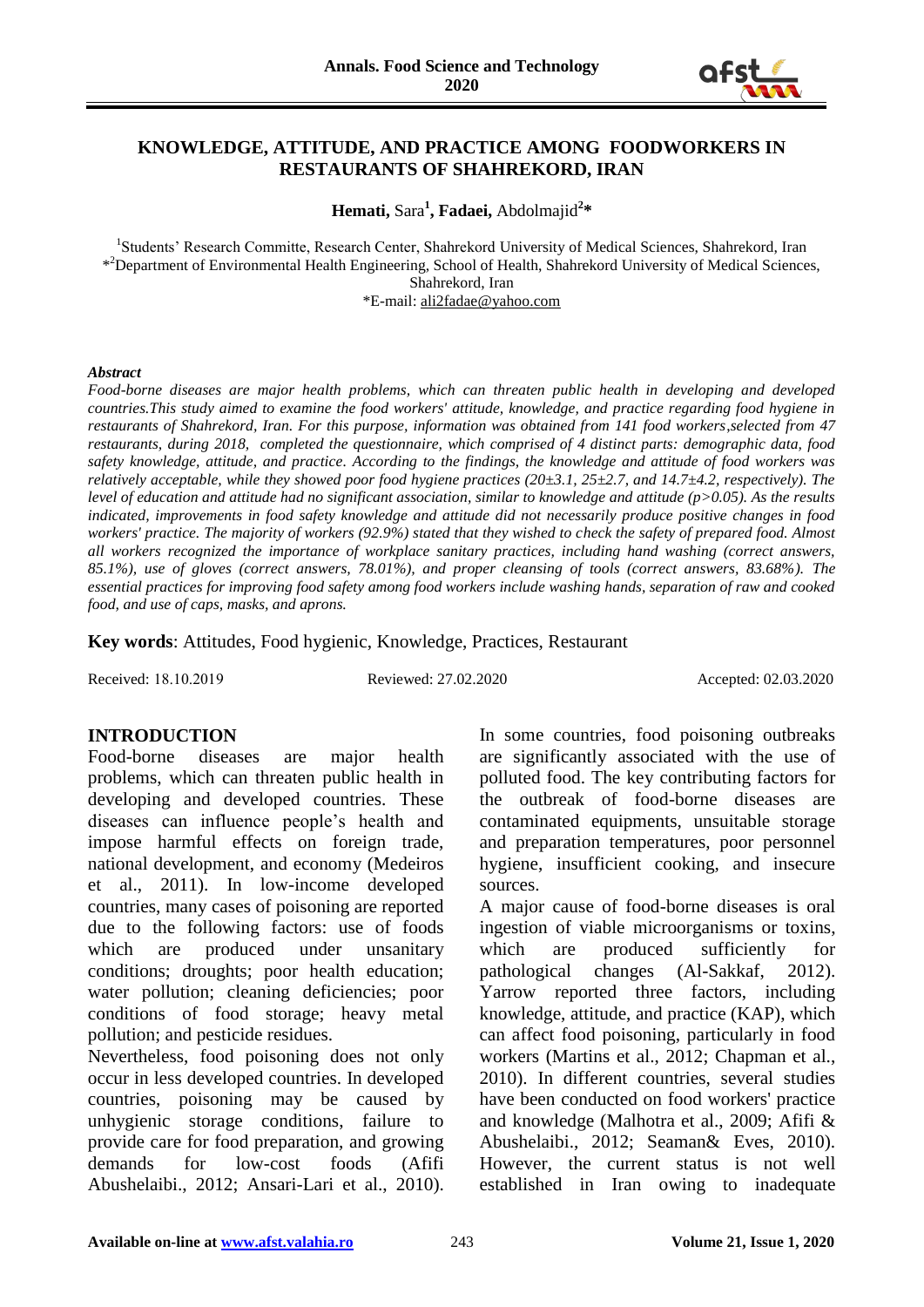# KNOWLEDGE, ATTITUDE, AND PRACTICE AMONG FOODWORKERS IN RESTAURANTS OF SHAHREKORD, IRAN

**Hemati,** Sara[1]**, Fadaei,** Abdolmajid[2]*

[1]Students' Research Committe, Research Center, Shahrekord University of Medical Sciences, Shahrekord, Iran
*[2]Department of Environmental Health Engineering, School of Health, Shahrekord University of Medical Sciences, Shahrekord, Iran
*E-mail: ali2fadae@yahoo.com

***Abstract***

*Food-borne diseases are major health problems, which can threaten public health in developing and developed countries.This study aimed to examine the food workers' attitude, knowledge, and practice regarding food hygiene in restaurants of Shahrekord, Iran. For this purpose, information was obtained from 141 food workers,selected from 47 restaurants, during 2018, completed the questionnaire, which comprised of 4 distinct parts: demographic data, food safety knowledge, attitude, and practice. According to the findings, the knowledge and attitude of food workers was relatively acceptable, while they showed poor food hygiene practices (20±3.1, 25±2.7, and 14.7±4.2, respectively). The level of education and attitude had no significant association, similar to knowledge and attitude (p>0.05). As the results indicated, improvements in food safety knowledge and attitude did not necessarily produce positive changes in food workers' practice. The majority of workers (92.9%) stated that they wished to check the safety of prepared food. Almost all workers recognized the importance of workplace sanitary practices, including hand washing (correct answers, 85.1%), use of gloves (correct answers, 78.01%), and proper cleansing of tools (correct answers, 83.68%). The essential practices for improving food safety among food workers include washing hands, separation of raw and cooked food, and use of caps, masks, and aprons.*

**Key words**: Attitudes, Food hygienic, Knowledge, Practices, Restaurant

Received: 18.10.2019 Reviewed: 27.02.2020 Accepted: 02.03.2020

## INTRODUCTION

Food-borne diseases are major health problems, which can threaten public health in developing and developed countries. These diseases can influence people's health and impose harmful effects on foreign trade, national development, and economy (Medeiros et al., 2011). In low-income developed countries, many cases of poisoning are reported due to the following factors: use of foods which are produced under unsanitary conditions; droughts; poor health education; water pollution; cleaning deficiencies; poor conditions of food storage; heavy metal pollution; and pesticide residues.

Nevertheless, food poisoning does not only occur in less developed countries. In developed countries, poisoning may be caused by unhygienic storage conditions, failure to provide care for food preparation, and growing demands for low-cost foods (Afifi Abushelaibi., 2012; Ansari-Lari et al., 2010).

In some countries, food poisoning outbreaks are significantly associated with the use of polluted food. The key contributing factors for the outbreak of food-borne diseases are contaminated equipments, unsuitable storage and preparation temperatures, poor personnel hygiene, insufficient cooking, and insecure sources.

A major cause of food-borne diseases is oral ingestion of viable microorganisms or toxins, which are produced sufficiently for pathological changes (Al-Sakkaf, 2012). Yarrow reported three factors, including knowledge, attitude, and practice (KAP), which can affect food poisoning, particularly in food workers (Martins et al., 2012; Chapman et al., 2010). In different countries, several studies have been conducted on food workers' practice and knowledge (Malhotra et al., 2009; Afifi & Abushelaibi., 2012; Seaman& Eves, 2010). However, the current status is not well established in Iran owing to inadequate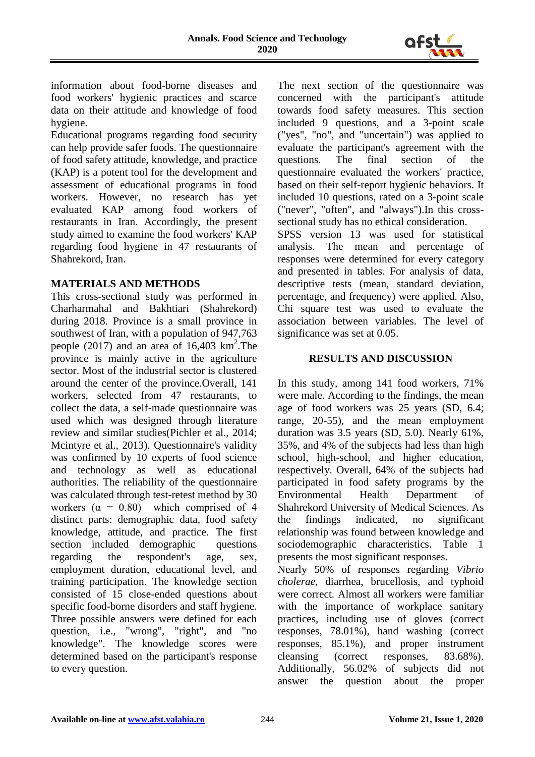information about food-borne diseases and food workers' hygienic practices and scarce data on their attitude and knowledge of food hygiene.

Educational programs regarding food security can help provide safer foods. The questionnaire of food safety attitude, knowledge, and practice (KAP) is a potent tool for the development and assessment of educational programs in food workers. However, no research has yet evaluated KAP among food workers of restaurants in Iran. Accordingly, the present study aimed to examine the food workers' KAP regarding food hygiene in 47 restaurants of Shahrekord, Iran.

## MATERIALS AND METHODS

This cross-sectional study was performed in Charharmahal and Bakhtiari (Shahrekord) during 2018. Province is a small province in southwest of Iran, with a population of 947,763 people (2017) and an area of 16,403 km$^2$.The province is mainly active in the agriculture sector. Most of the industrial sector is clustered around the center of the province.Overall, 141 workers, selected from 47 restaurants, to collect the data, a self-made questionnaire was used which was designed through literature review and similar studies(Pichler et al., 2014; Mcintyre et al., 2013). Questionnaire's validity was confirmed by 10 experts of food science and technology as well as educational authorities. The reliability of the questionnaire was calculated through test-retest method by 30 workers ($\alpha$ = 0.80) which comprised of 4 distinct parts: demographic data, food safety knowledge, attitude, and practice. The first section included demographic questions regarding the respondent's age, sex, employment duration, educational level, and training participation. The knowledge section consisted of 15 close-ended questions about specific food-borne disorders and staff hygiene. Three possible answers were defined for each question, i.e., "wrong", "right", and "no knowledge". The knowledge scores were determined based on the participant's response to every question.

The next section of the questionnaire was concerned with the participant's attitude towards food safety measures. This section included 9 questions, and a 3-point scale ("yes", "no", and "uncertain") was applied to evaluate the participant's agreement with the questions. The final section of the questionnaire evaluated the workers' practice, based on their self-report hygienic behaviors. It included 10 questions, rated on a 3-point scale ("never", "often", and "always").In this cross-sectional study has no ethical consideration.

SPSS version 13 was used for statistical analysis. The mean and percentage of responses were determined for every category and presented in tables. For analysis of data, descriptive tests (mean, standard deviation, percentage, and frequency) were applied. Also, Chi square test was used to evaluate the association between variables. The level of significance was set at 0.05.

## RESULTS AND DISCUSSION

In this study, among 141 food workers, 71% were male. According to the findings, the mean age of food workers was 25 years (SD, 6.4; range, 20-55), and the mean employment duration was 3.5 years (SD, 5.0). Nearly 61%, 35%, and 4% of the subjects had less than high school, high-school, and higher education, respectively. Overall, 64% of the subjects had participated in food safety programs by the Environmental Health Department of Shahrekord University of Medical Sciences. As the findings indicated, no significant relationship was found between knowledge and sociodemographic characteristics. Table 1 presents the most significant responses.

Nearly 50% of responses regarding *Vibrio cholerae*, diarrhea, brucellosis, and typhoid were correct. Almost all workers were familiar with the importance of workplace sanitary practices, including use of gloves (correct responses, 78.01%), hand washing (correct responses, 85.1%), and proper instrument cleansing (correct responses, 83.68%). Additionally, 56.02% of subjects did not answer the question about the proper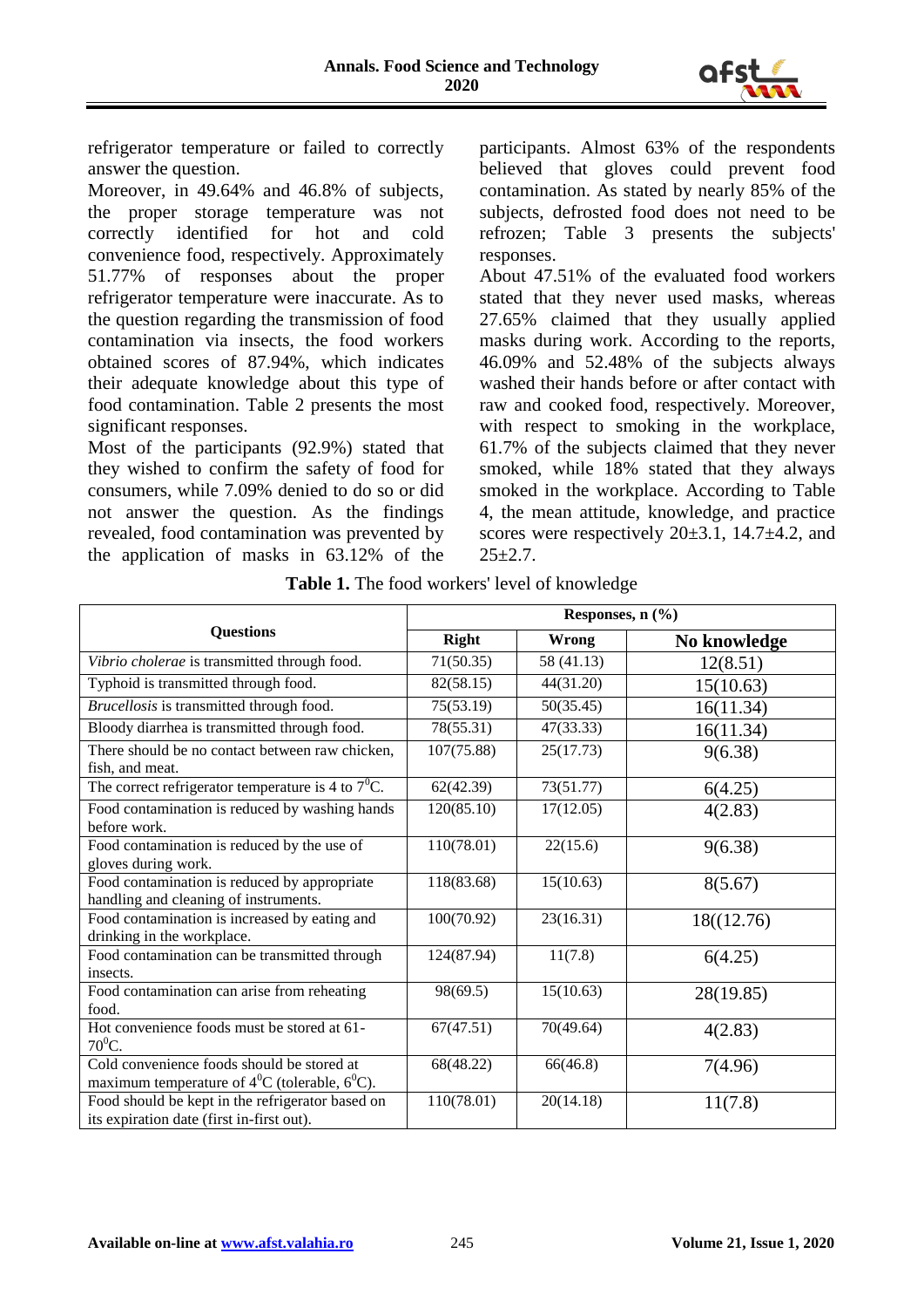refrigerator temperature or failed to correctly answer the question.

Moreover, in 49.64% and 46.8% of subjects, the proper storage temperature was not correctly identified for hot and cold convenience food, respectively. Approximately 51.77% of responses about the proper refrigerator temperature were inaccurate. As to the question regarding the transmission of food contamination via insects, the food workers obtained scores of 87.94%, which indicates their adequate knowledge about this type of food contamination. Table 2 presents the most significant responses.

Most of the participants (92.9%) stated that they wished to confirm the safety of food for consumers, while 7.09% denied to do so or did not answer the question. As the findings revealed, food contamination was prevented by the application of masks in 63.12% of the participants. Almost 63% of the respondents believed that gloves could prevent food contamination. As stated by nearly 85% of the subjects, defrosted food does not need to be refrozen; Table 3 presents the subjects' responses.

About 47.51% of the evaluated food workers stated that they never used masks, whereas 27.65% claimed that they usually applied masks during work. According to the reports, 46.09% and 52.48% of the subjects always washed their hands before or after contact with raw and cooked food, respectively. Moreover, with respect to smoking in the workplace, 61.7% of the subjects claimed that they never smoked, while 18% stated that they always smoked in the workplace. According to Table 4, the mean attitude, knowledge, and practice scores were respectively 20±3.1, 14.7±4.2, and 25±2.7.

**Table 1.** The food workers' level of knowledge

| Questions | Responses, n (%) | | |
|---|---|---|---|
| | **Right** | **Wrong** | **No knowledge** |
| *Vibrio cholerae* is transmitted through food. | 71(50.35) | 58 (41.13) | 12(8.51) |
| Typhoid is transmitted through food. | 82(58.15) | 44(31.20) | 15(10.63) |
| *Brucellosis* is transmitted through food. | 75(53.19) | 50(35.45) | 16(11.34) |
| Bloody diarrhea is transmitted through food. | 78(55.31) | 47(33.33) | 16(11.34) |
| There should be no contact between raw chicken, fish, and meat. | 107(75.88) | 25(17.73) | 9(6.38) |
| The correct refrigerator temperature is 4 to 7$^{0}$C. | 62(42.39) | 73(51.77) | 6(4.25) |
| Food contamination is reduced by washing hands before work. | 120(85.10) | 17(12.05) | 4(2.83) |
| Food contamination is reduced by the use of gloves during work. | 110(78.01) | 22(15.6) | 9(6.38) |
| Food contamination is reduced by appropriate handling and cleaning of instruments. | 118(83.68) | 15(10.63) | 8(5.67) |
| Food contamination is increased by eating and drinking in the workplace. | 100(70.92) | 23(16.31) | 18((12.76) |
| Food contamination can be transmitted through insects. | 124(87.94) | 11(7.8) | 6(4.25) |
| Food contamination can arise from reheating food. | 98(69.5) | 15(10.63) | 28(19.85) |
| Hot convenience foods must be stored at 61-70$^{0}$C. | 67(47.51) | 70(49.64) | 4(2.83) |
| Cold convenience foods should be stored at maximum temperature of 4$^{0}$C (tolerable, 6$^{0}$C). | 68(48.22) | 66(46.8) | 7(4.96) |
| Food should be kept in the refrigerator based on its expiration date (first in-first out). | 110(78.01) | 20(14.18) | 11(7.8) |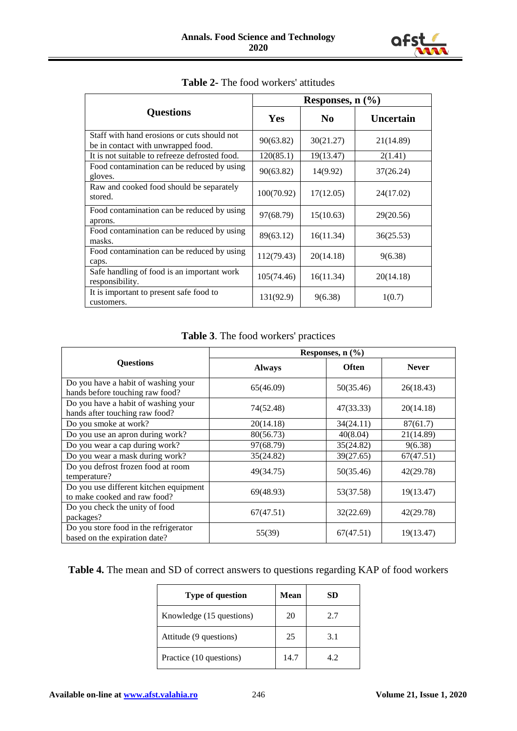**Table 2**- The food workers' attitudes

| Questions | Responses, n (%) | | |
|---|---|---|---|
| | Yes | No | Uncertain |
| Staff with hand erosions or cuts should not be in contact with unwrapped food. | 90(63.82) | 30(21.27) | 21(14.89) |
| It is not suitable to refreeze defrosted food. | 120(85.1) | 19(13.47) | 2(1.41) |
| Food contamination can be reduced by using gloves. | 90(63.82) | 14(9.92) | 37(26.24) |
| Raw and cooked food should be separately stored. | 100(70.92) | 17(12.05) | 24(17.02) |
| Food contamination can be reduced by using aprons. | 97(68.79) | 15(10.63) | 29(20.56) |
| Food contamination can be reduced by using masks. | 89(63.12) | 16(11.34) | 36(25.53) |
| Food contamination can be reduced by using caps. | 112(79.43) | 20(14.18) | 9(6.38) |
| Safe handling of food is an important work responsibility. | 105(74.46) | 16(11.34) | 20(14.18) |
| It is important to present safe food to customers. | 131(92.9) | 9(6.38) | 1(0.7) |

**Table 3**. The food workers' practices

| Questions | Responses, n (%) | | |
|---|---|---|---|
| | Always | Often | Never |
| Do you have a habit of washing your hands before touching raw food? | 65(46.09) | 50(35.46) | 26(18.43) |
| Do you have a habit of washing your hands after touching raw food? | 74(52.48) | 47(33.33) | 20(14.18) |
| Do you smoke at work? | 20(14.18) | 34(24.11) | 87(61.7) |
| Do you use an apron during work? | 80(56.73) | 40(8.04) | 21(14.89) |
| Do you wear a cap during work? | 97(68.79) | 35(24.82) | 9(6.38) |
| Do you wear a mask during work? | 35(24.82) | 39(27.65) | 67(47.51) |
| Do you defrost frozen food at room temperature? | 49(34.75) | 50(35.46) | 42(29.78) |
| Do you use different kitchen equipment to make cooked and raw food? | 69(48.93) | 53(37.58) | 19(13.47) |
| Do you check the unity of food packages? | 67(47.51) | 32(22.69) | 42(29.78) |
| Do you store food in the refrigerator based on the expiration date? | 55(39) | 67(47.51) | 19(13.47) |

**Table 4.** The mean and SD of correct answers to questions regarding KAP of food workers

| Type of question | Mean | SD |
|---|---|---|
| Knowledge (15 questions) | 20 | 2.7 |
| Attitude (9 questions) | 25 | 3.1 |
| Practice (10 questions) | 14.7 | 4.2 |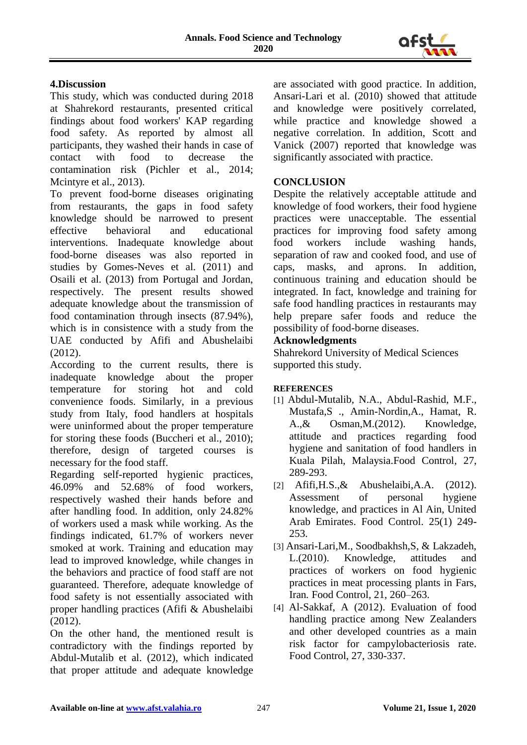## 4.Discussion

This study, which was conducted during 2018 at Shahrekord restaurants, presented critical findings about food workers' KAP regarding food safety. As reported by almost all participants, they washed their hands in case of contact with food to decrease the contamination risk (Pichler et al., 2014; Mcintyre et al., 2013).

To prevent food-borne diseases originating from restaurants, the gaps in food safety knowledge should be narrowed to present effective behavioral and educational interventions. Inadequate knowledge about food-borne diseases was also reported in studies by Gomes-Neves et al. (2011) and Osaili et al. (2013) from Portugal and Jordan, respectively. The present results showed adequate knowledge about the transmission of food contamination through insects (87.94%), which is in consistence with a study from the UAE conducted by Afifi and Abushelaibi (2012).

According to the current results, there is inadequate knowledge about the proper temperature for storing hot and cold convenience foods. Similarly, in a previous study from Italy, food handlers at hospitals were uninformed about the proper temperature for storing these foods (Buccheri et al., 2010); therefore, design of targeted courses is necessary for the food staff.

Regarding self-reported hygienic practices, 46.09% and 52.68% of food workers, respectively washed their hands before and after handling food. In addition, only 24.82% of workers used a mask while working. As the findings indicated, 61.7% of workers never smoked at work. Training and education may lead to improved knowledge, while changes in the behaviors and practice of food staff are not guaranteed. Therefore, adequate knowledge of food safety is not essentially associated with proper handling practices (Afifi & Abushelaibi (2012).

On the other hand, the mentioned result is contradictory with the findings reported by Abdul-Mutalib et al. (2012), which indicated that proper attitude and adequate knowledge are associated with good practice. In addition, Ansari-Lari et al. (2010) showed that attitude and knowledge were positively correlated, while practice and knowledge showed a negative correlation. In addition, Scott and Vanick (2007) reported that knowledge was significantly associated with practice.

## CONCLUSION

Despite the relatively acceptable attitude and knowledge of food workers, their food hygiene practices were unacceptable. The essential practices for improving food safety among food workers include washing hands, separation of raw and cooked food, and use of caps, masks, and aprons. In addition, continuous training and education should be integrated. In fact, knowledge and training for safe food handling practices in restaurants may help prepare safer foods and reduce the possibility of food-borne diseases.

## Acknowledgments

Shahrekord University of Medical Sciences supported this study.

## REFERENCES

[1] Abdul-Mutalib, N.A., Abdul-Rashid, M.F., Mustafa,S ., Amin-Nordin,A., Hamat, R. A.,& Osman,M.(2012). Knowledge, attitude and practices regarding food hygiene and sanitation of food handlers in Kuala Pilah, Malaysia.Food Control, 27, 289-293.

[2] Afifi,H.S.,& Abushelaibi,A.A. (2012). Assessment of personal hygiene knowledge, and practices in Al Ain, United Arab Emirates. Food Control. 25(1) 249-253.

[3] Ansari-Lari,M., Soodbakhsh,S, & Lakzadeh, L.(2010). Knowledge, attitudes and practices of workers on food hygienic practices in meat processing plants in Fars, Iran. Food Control, 21, 260–263.

[4] Al-Sakkaf, A (2012). Evaluation of food handling practice among New Zealanders and other developed countries as a main risk factor for campylobacteriosis rate. Food Control, 27, 330-337.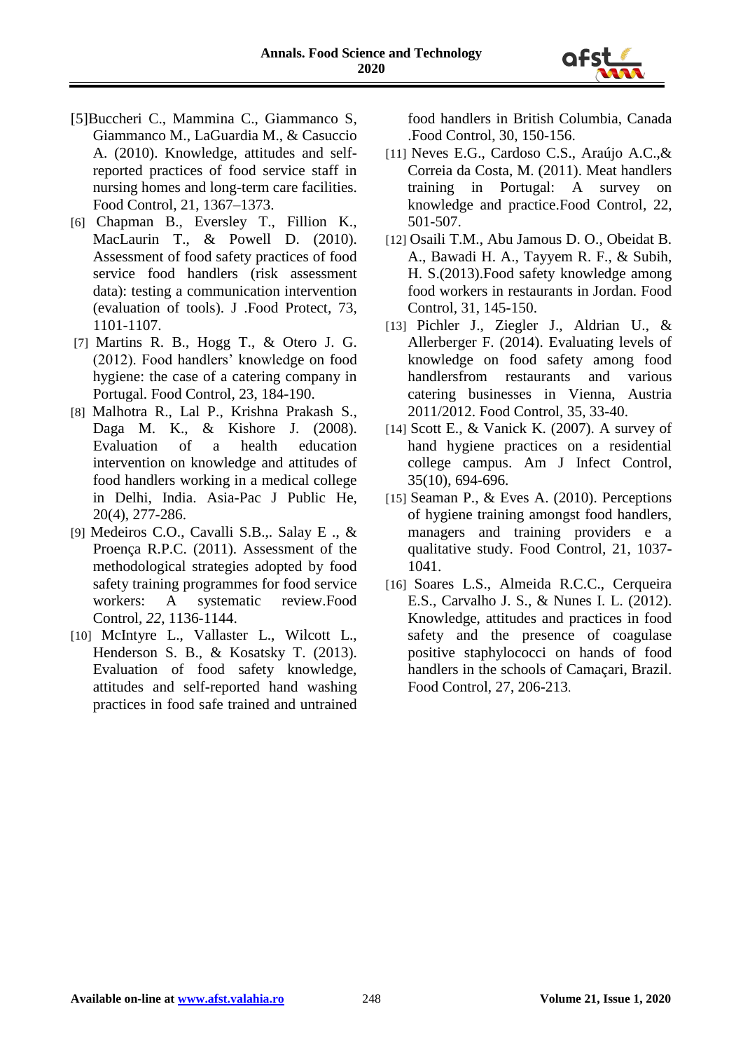[5]Buccheri C., Mammina C., Giammanco S, Giammanco M., LaGuardia M., & Casuccio A. (2010). Knowledge, attitudes and self-reported practices of food service staff in nursing homes and long-term care facilities. Food Control, 21, 1367–1373.

[6] Chapman B., Eversley T., Fillion K., MacLaurin T., & Powell D. (2010). Assessment of food safety practices of food service food handlers (risk assessment data): testing a communication intervention (evaluation of tools). J .Food Protect, 73, 1101-1107.

[7] Martins R. B., Hogg T., & Otero J. G. (2012). Food handlers' knowledge on food hygiene: the case of a catering company in Portugal. Food Control, 23, 184-190.

[8] Malhotra R., Lal P., Krishna Prakash S., Daga M. K., & Kishore J. (2008). Evaluation of a health education intervention on knowledge and attitudes of food handlers working in a medical college in Delhi, India. Asia-Pac J Public He, 20(4), 277-286.

[9] Medeiros C.O., Cavalli S.B.,. Salay E ., & Proença R.P.C. (2011). Assessment of the methodological strategies adopted by food safety training programmes for food service workers: A systematic review.Food Control, *22*, 1136-1144.

[10] McIntyre L., Vallaster L., Wilcott L., Henderson S. B., & Kosatsky T. (2013). Evaluation of food safety knowledge, attitudes and self-reported hand washing practices in food safe trained and untrained food handlers in British Columbia, Canada .Food Control, 30, 150-156.

[11] Neves E.G., Cardoso C.S., Araújo A.C.,& Correia da Costa, M. (2011). Meat handlers training in Portugal: A survey on knowledge and practice.Food Control, 22, 501-507.

[12] Osaili T.M., Abu Jamous D. O., Obeidat B. A., Bawadi H. A., Tayyem R. F., & Subih, H. S.(2013).Food safety knowledge among food workers in restaurants in Jordan. Food Control, 31, 145-150.

[13] Pichler J., Ziegler J., Aldrian U., & Allerberger F. (2014). Evaluating levels of knowledge on food safety among food handlersfrom restaurants and various catering businesses in Vienna, Austria 2011/2012. Food Control, 35, 33-40.

[14] Scott E., & Vanick K. (2007). A survey of hand hygiene practices on a residential college campus. Am J Infect Control, 35(10), 694-696.

[15] Seaman P., & Eves A. (2010). Perceptions of hygiene training amongst food handlers, managers and training providers e a qualitative study. Food Control, 21, 1037-1041.

[16] Soares L.S., Almeida R.C.C., Cerqueira E.S., Carvalho J. S., & Nunes I. L. (2012). Knowledge, attitudes and practices in food safety and the presence of coagulase positive staphylococci on hands of food handlers in the schools of Camaçari, Brazil. Food Control, 27, 206-213.